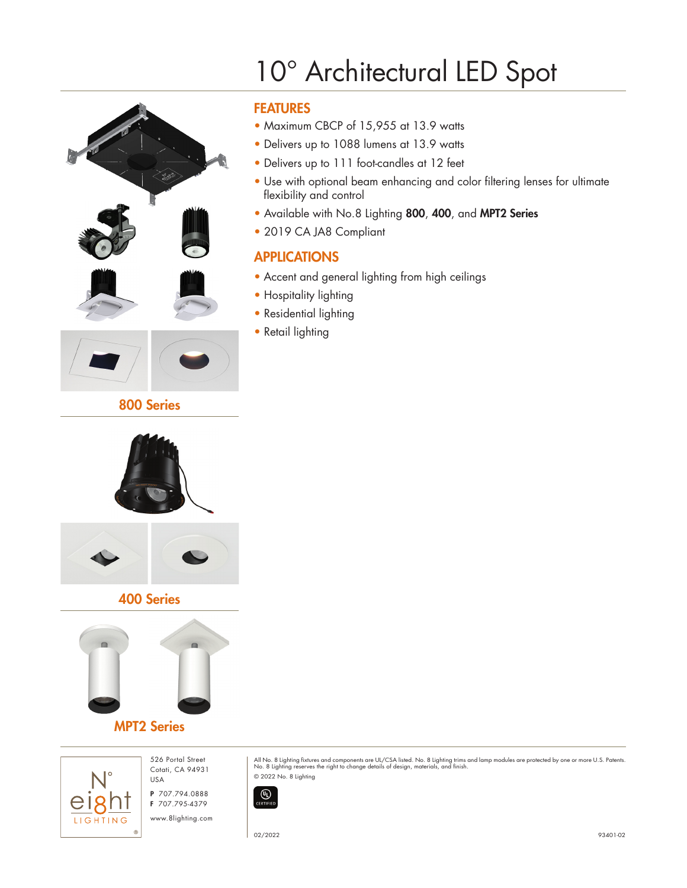# 10° Architectural LED Spot

## FEATURES

- Maximum CBCP of 15,955 at 13.9 watts
- Delivers up to 1088 lumens at 13.9 watts
- Delivers up to 111 foot-candles at 12 feet
- Use with optional beam enhancing and color filtering lenses for ultimate flexibility and control
- Available with No.8 Lighting **800**, **400**, and **MPT2 Series**
- 2019 CA JA8 Compliant

## APPLICATIONS

- Accent and general lighting from high ceilings
- Hospitality lighting
- Residential lighting
- Retail lighting

**800 Series**

**400 Series**

**MPT2 Series**

N° eight LIGHTING

526 Portal Street
Cotati, CA 94931
USA

**P** 707.794.0888
**F** 707.795-4379

www.8lighting.com

All No. 8 Lighting fixtures and components are UL/CSA listed. No. 8 Lighting trims and lamp modules are protected by one or more U.S. Patents. No. 8 Lighting reserves the right to change details of design, materials, and finish.

© 2022 No. 8 Lighting

UL CERTIFIED

02/2022

93401-02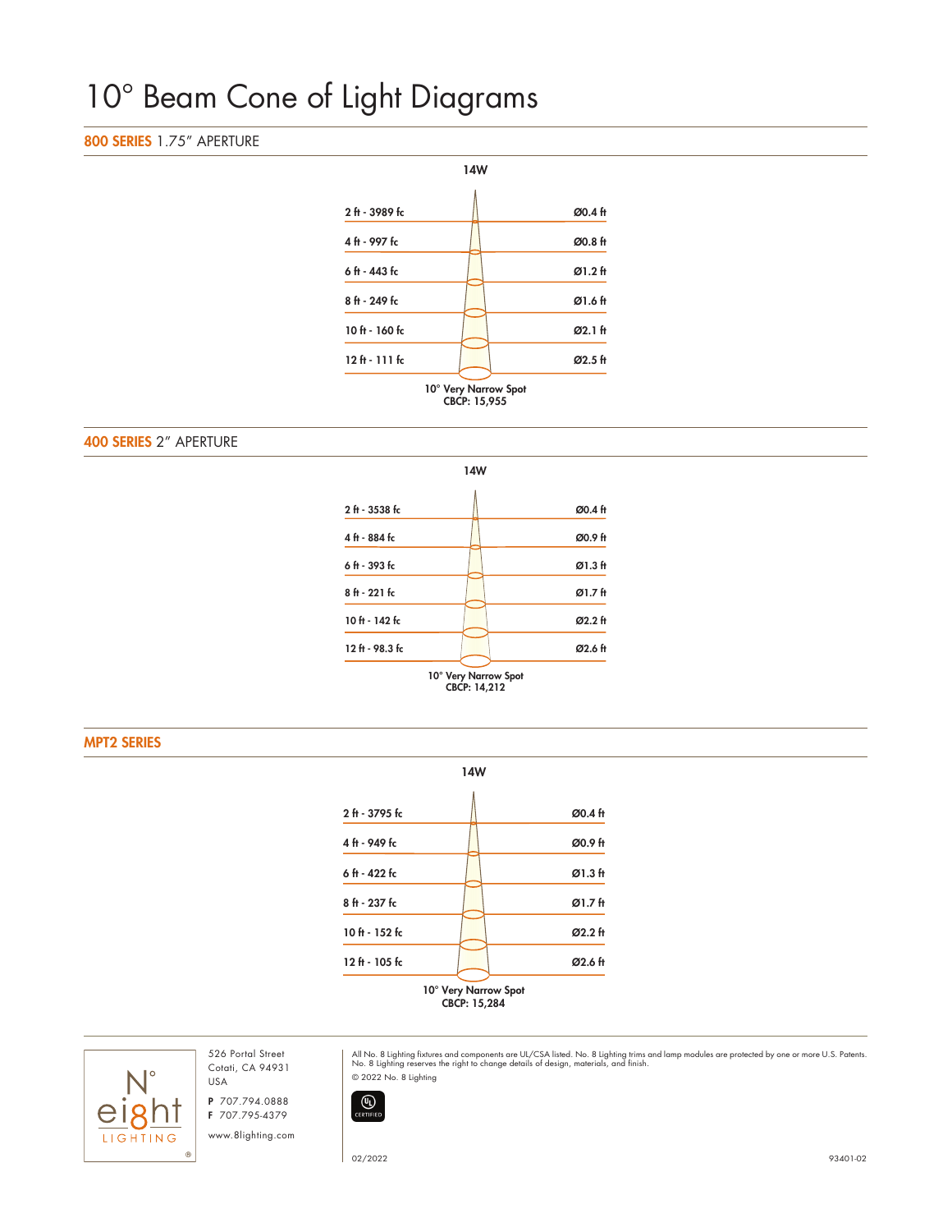# 10° Beam Cone of Light Diagrams

## 800 SERIES 1.75" APERTURE

14W

2 ft - 3989 fc
Ø0.4 ft

4 ft - 997 fc
Ø0.8 ft

6 ft - 443 fc
Ø1.2 ft

8 ft - 249 fc
Ø1.6 ft

10 ft - 160 fc
Ø2.1 ft

12 ft - 111 fc
Ø2.5 ft

10° Very Narrow Spot
CBCP: 15,955

## 400 SERIES 2" APERTURE

14W

2 ft - 3538 fc
Ø0.4 ft

4 ft - 884 fc
Ø0.9 ft

6 ft - 393 fc
Ø1.3 ft

8 ft - 221 fc
Ø1.7 ft

10 ft - 142 fc
Ø2.2 ft

12 ft - 98.3 fc
Ø2.6 ft

10° Very Narrow Spot
CBCP: 14,212

## MPT2 SERIES

14W

2 ft - 3795 fc
Ø0.4 ft

4 ft - 949 fc
Ø0.9 ft

6 ft - 422 fc
Ø1.3 ft

8 ft - 237 fc
Ø1.7 ft

10 ft - 152 fc
Ø2.2 ft

12 ft - 105 fc
Ø2.6 ft

10° Very Narrow Spot
CBCP: 15,284

N° eight LIGHTING®

526 Portal Street
Cotati, CA 94931
USA

**P** 707.794.0888
**F** 707.795-4379

www.8lighting.com

All No. 8 Lighting fixtures and components are UL/CSA listed. No. 8 Lighting trims and lamp modules are protected by one or more U.S. Patents. No. 8 Lighting reserves the right to change details of design, materials, and finish.

© 2022 No. 8 Lighting

UL CERTIFIED

02/2022

93401-02